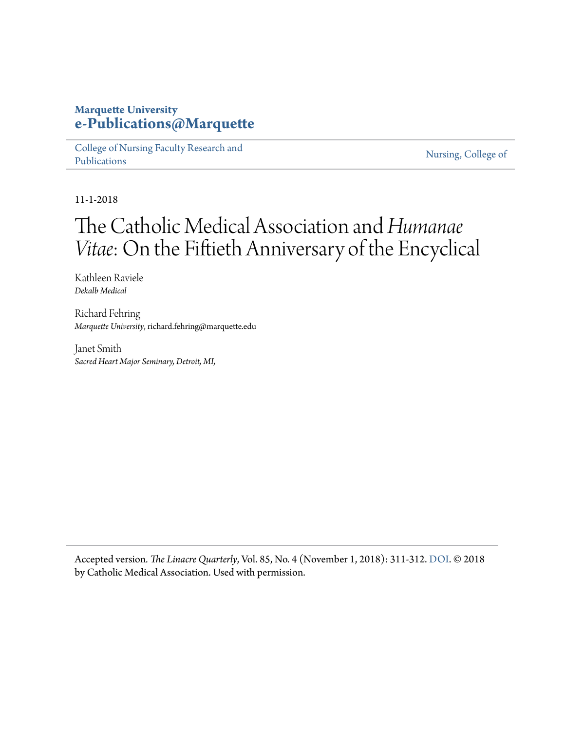**Marquette University**
**e-Publications@Marquette**

College of Nursing Faculty Research and Publications | Nursing, College of

11-1-2018

# The Catholic Medical Association and *Humanae Vitae*: On the Fiftieth Anniversary of the Encyclical

Kathleen Raviele
*Dekalb Medical*

Richard Fehring
*Marquette University*, richard.fehring@marquette.edu

Janet Smith
*Sacred Heart Major Seminary, Detroit, MI,*

Accepted version. *The Linacre Quarterly*, Vol. 85, No. 4 (November 1, 2018): 311-312. DOI. © 2018 by Catholic Medical Association. Used with permission.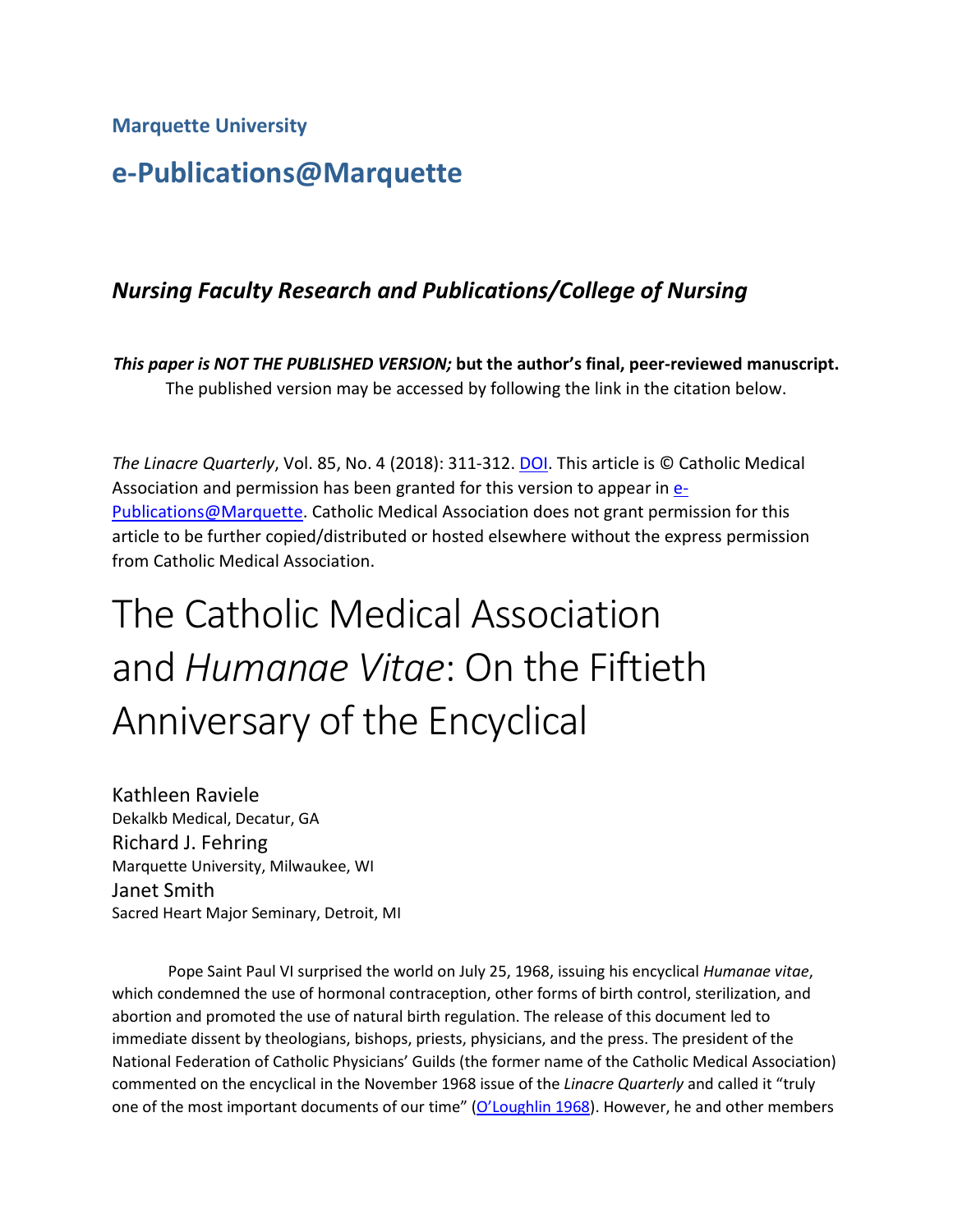**Marquette University**

## e-Publications@Marquette

### *Nursing Faculty Research and Publications/College of Nursing*

***This paper is NOT THE PUBLISHED VERSION;*** **but the author's final, peer-reviewed manuscript.** The published version may be accessed by following the link in the citation below.

*The Linacre Quarterly*, Vol. 85, No. 4 (2018): 311-312. DOI. This article is © Catholic Medical Association and permission has been granted for this version to appear in e-Publications@Marquette. Catholic Medical Association does not grant permission for this article to be further copied/distributed or hosted elsewhere without the express permission from Catholic Medical Association.

# The Catholic Medical Association and *Humanae Vitae*: On the Fiftieth Anniversary of the Encyclical

Kathleen Raviele
Dekalkb Medical, Decatur, GA

Richard J. Fehring
Marquette University, Milwaukee, WI

Janet Smith
Sacred Heart Major Seminary, Detroit, MI

Pope Saint Paul VI surprised the world on July 25, 1968, issuing his encyclical *Humanae vitae*, which condemned the use of hormonal contraception, other forms of birth control, sterilization, and abortion and promoted the use of natural birth regulation. The release of this document led to immediate dissent by theologians, bishops, priests, physicians, and the press. The president of the National Federation of Catholic Physicians' Guilds (the former name of the Catholic Medical Association) commented on the encyclical in the November 1968 issue of the *Linacre Quarterly* and called it "truly one of the most important documents of our time" (O'Loughlin 1968). However, he and other members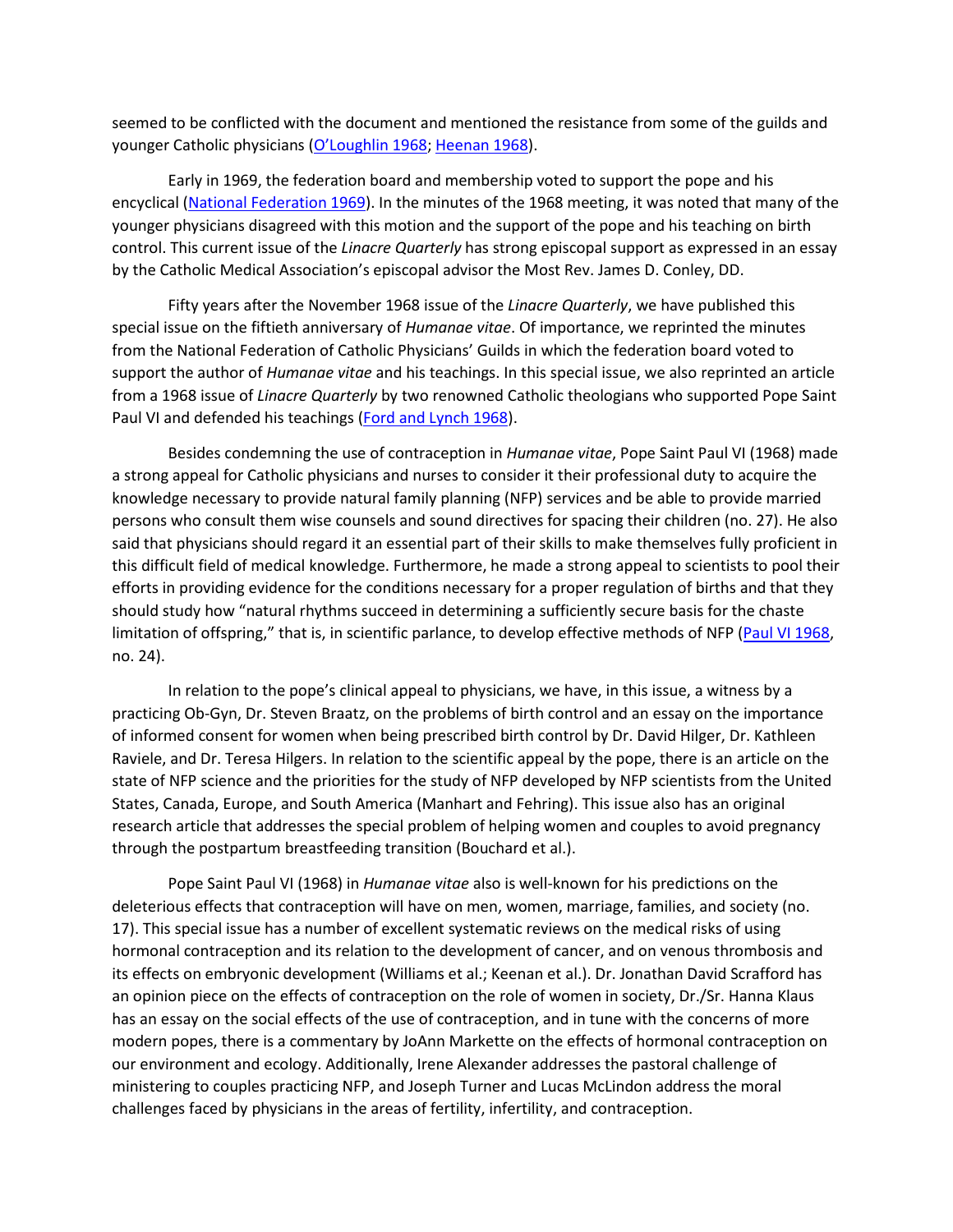seemed to be conflicted with the document and mentioned the resistance from some of the guilds and younger Catholic physicians (O'Loughlin 1968; Heenan 1968).

Early in 1969, the federation board and membership voted to support the pope and his encyclical (National Federation 1969). In the minutes of the 1968 meeting, it was noted that many of the younger physicians disagreed with this motion and the support of the pope and his teaching on birth control. This current issue of the *Linacre Quarterly* has strong episcopal support as expressed in an essay by the Catholic Medical Association's episcopal advisor the Most Rev. James D. Conley, DD.

Fifty years after the November 1968 issue of the *Linacre Quarterly*, we have published this special issue on the fiftieth anniversary of *Humanae vitae*. Of importance, we reprinted the minutes from the National Federation of Catholic Physicians' Guilds in which the federation board voted to support the author of *Humanae vitae* and his teachings. In this special issue, we also reprinted an article from a 1968 issue of *Linacre Quarterly* by two renowned Catholic theologians who supported Pope Saint Paul VI and defended his teachings (Ford and Lynch 1968).

Besides condemning the use of contraception in *Humanae vitae*, Pope Saint Paul VI (1968) made a strong appeal for Catholic physicians and nurses to consider it their professional duty to acquire the knowledge necessary to provide natural family planning (NFP) services and be able to provide married persons who consult them wise counsels and sound directives for spacing their children (no. 27). He also said that physicians should regard it an essential part of their skills to make themselves fully proficient in this difficult field of medical knowledge. Furthermore, he made a strong appeal to scientists to pool their efforts in providing evidence for the conditions necessary for a proper regulation of births and that they should study how "natural rhythms succeed in determining a sufficiently secure basis for the chaste limitation of offspring," that is, in scientific parlance, to develop effective methods of NFP (Paul VI 1968, no. 24).

In relation to the pope's clinical appeal to physicians, we have, in this issue, a witness by a practicing Ob-Gyn, Dr. Steven Braatz, on the problems of birth control and an essay on the importance of informed consent for women when being prescribed birth control by Dr. David Hilger, Dr. Kathleen Raviele, and Dr. Teresa Hilgers. In relation to the scientific appeal by the pope, there is an article on the state of NFP science and the priorities for the study of NFP developed by NFP scientists from the United States, Canada, Europe, and South America (Manhart and Fehring). This issue also has an original research article that addresses the special problem of helping women and couples to avoid pregnancy through the postpartum breastfeeding transition (Bouchard et al.).

Pope Saint Paul VI (1968) in *Humanae vitae* also is well-known for his predictions on the deleterious effects that contraception will have on men, women, marriage, families, and society (no. 17). This special issue has a number of excellent systematic reviews on the medical risks of using hormonal contraception and its relation to the development of cancer, and on venous thrombosis and its effects on embryonic development (Williams et al.; Keenan et al.). Dr. Jonathan David Scrafford has an opinion piece on the effects of contraception on the role of women in society, Dr./Sr. Hanna Klaus has an essay on the social effects of the use of contraception, and in tune with the concerns of more modern popes, there is a commentary by JoAnn Markette on the effects of hormonal contraception on our environment and ecology. Additionally, Irene Alexander addresses the pastoral challenge of ministering to couples practicing NFP, and Joseph Turner and Lucas McLindon address the moral challenges faced by physicians in the areas of fertility, infertility, and contraception.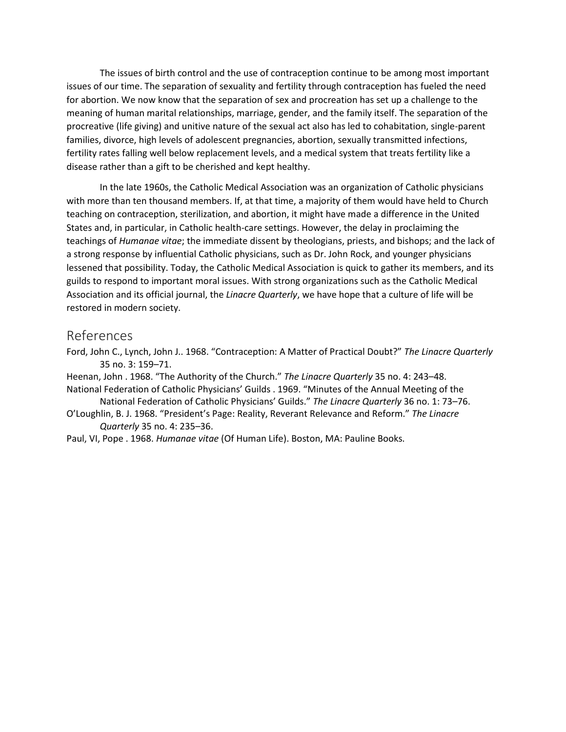The issues of birth control and the use of contraception continue to be among most important issues of our time. The separation of sexuality and fertility through contraception has fueled the need for abortion. We now know that the separation of sex and procreation has set up a challenge to the meaning of human marital relationships, marriage, gender, and the family itself. The separation of the procreative (life giving) and unitive nature of the sexual act also has led to cohabitation, single-parent families, divorce, high levels of adolescent pregnancies, abortion, sexually transmitted infections, fertility rates falling well below replacement levels, and a medical system that treats fertility like a disease rather than a gift to be cherished and kept healthy.

In the late 1960s, the Catholic Medical Association was an organization of Catholic physicians with more than ten thousand members. If, at that time, a majority of them would have held to Church teaching on contraception, sterilization, and abortion, it might have made a difference in the United States and, in particular, in Catholic health-care settings. However, the delay in proclaiming the teachings of *Humanae vitae*; the immediate dissent by theologians, priests, and bishops; and the lack of a strong response by influential Catholic physicians, such as Dr. John Rock, and younger physicians lessened that possibility. Today, the Catholic Medical Association is quick to gather its members, and its guilds to respond to important moral issues. With strong organizations such as the Catholic Medical Association and its official journal, the *Linacre Quarterly*, we have hope that a culture of life will be restored in modern society.

## References

Ford, John C., Lynch, John J.. 1968. "Contraception: A Matter of Practical Doubt?" *The Linacre Quarterly* 35 no. 3: 159–71.

Heenan, John . 1968. "The Authority of the Church." *The Linacre Quarterly* 35 no. 4: 243–48.

National Federation of Catholic Physicians' Guilds . 1969. "Minutes of the Annual Meeting of the National Federation of Catholic Physicians' Guilds." *The Linacre Quarterly* 36 no. 1: 73–76.

O'Loughlin, B. J. 1968. "President's Page: Reality, Reverant Relevance and Reform." *The Linacre Quarterly* 35 no. 4: 235–36.

Paul, VI, Pope . 1968. *Humanae vitae* (Of Human Life). Boston, MA: Pauline Books.